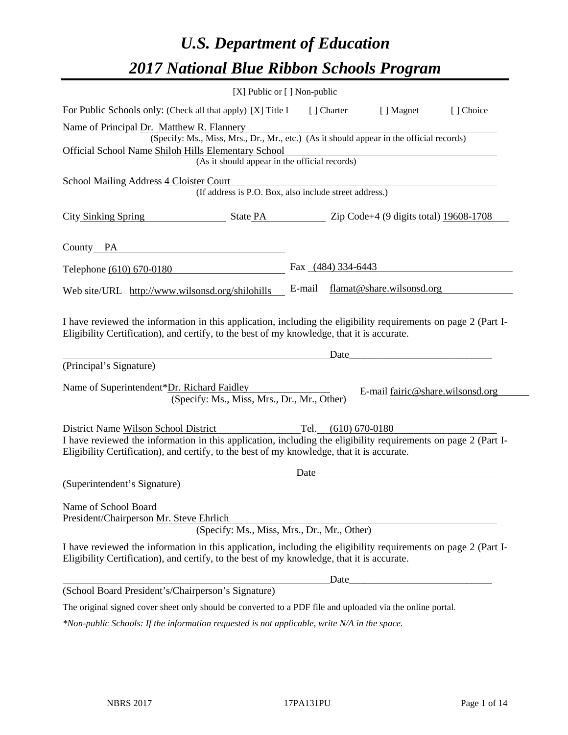# *U.S. Department of Education*

# *2017 National Blue Ribbon Schools Program*

[X] Public or [ ] Non-public

For Public Schools only: (Check all that apply) [X] Title I [ ] Charter [ ] Magnet [ ] Choice

Name of Principal Dr. Matthew R. Flannery
(Specify: Ms., Miss, Mrs., Dr., Mr., etc.) (As it should appear in the official records)

Official School Name Shiloh Hills Elementary School
(As it should appear in the official records)

School Mailing Address 4 Cloister Court
(If address is P.O. Box, also include street address.)

City Sinking Spring State PA Zip Code+4 (9 digits total) 19608-1708

County PA

Telephone (610) 670-0180 Fax (484) 334-6443

Web site/URL http://www.wilsonsd.org/shilohills E-mail flamat@share.wilsonsd.org

I have reviewed the information in this application, including the eligibility requirements on page 2 (Part I-Eligibility Certification), and certify, to the best of my knowledge, that it is accurate.

_______________________________ Date_______________________
(Principal's Signature)

Name of Superintendent*Dr. Richard Faidley E-mail fairic@share.wilsonsd.org
(Specify: Ms., Miss, Mrs., Dr., Mr., Other)

District Name Wilson School District Tel. (610) 670-0180

I have reviewed the information in this application, including the eligibility requirements on page 2 (Part I-Eligibility Certification), and certify, to the best of my knowledge, that it is accurate.

_______________________________ Date_______________________
(Superintendent's Signature)

Name of School Board
President/Chairperson Mr. Steve Ehrlich
(Specify: Ms., Miss, Mrs., Dr., Mr., Other)

I have reviewed the information in this application, including the eligibility requirements on page 2 (Part I-Eligibility Certification), and certify, to the best of my knowledge, that it is accurate.

_______________________________ Date_______________________
(School Board President's/Chairperson's Signature)

The original signed cover sheet only should be converted to a PDF file and uploaded via the online portal.

*\*Non-public Schools: If the information requested is not applicable, write N/A in the space.*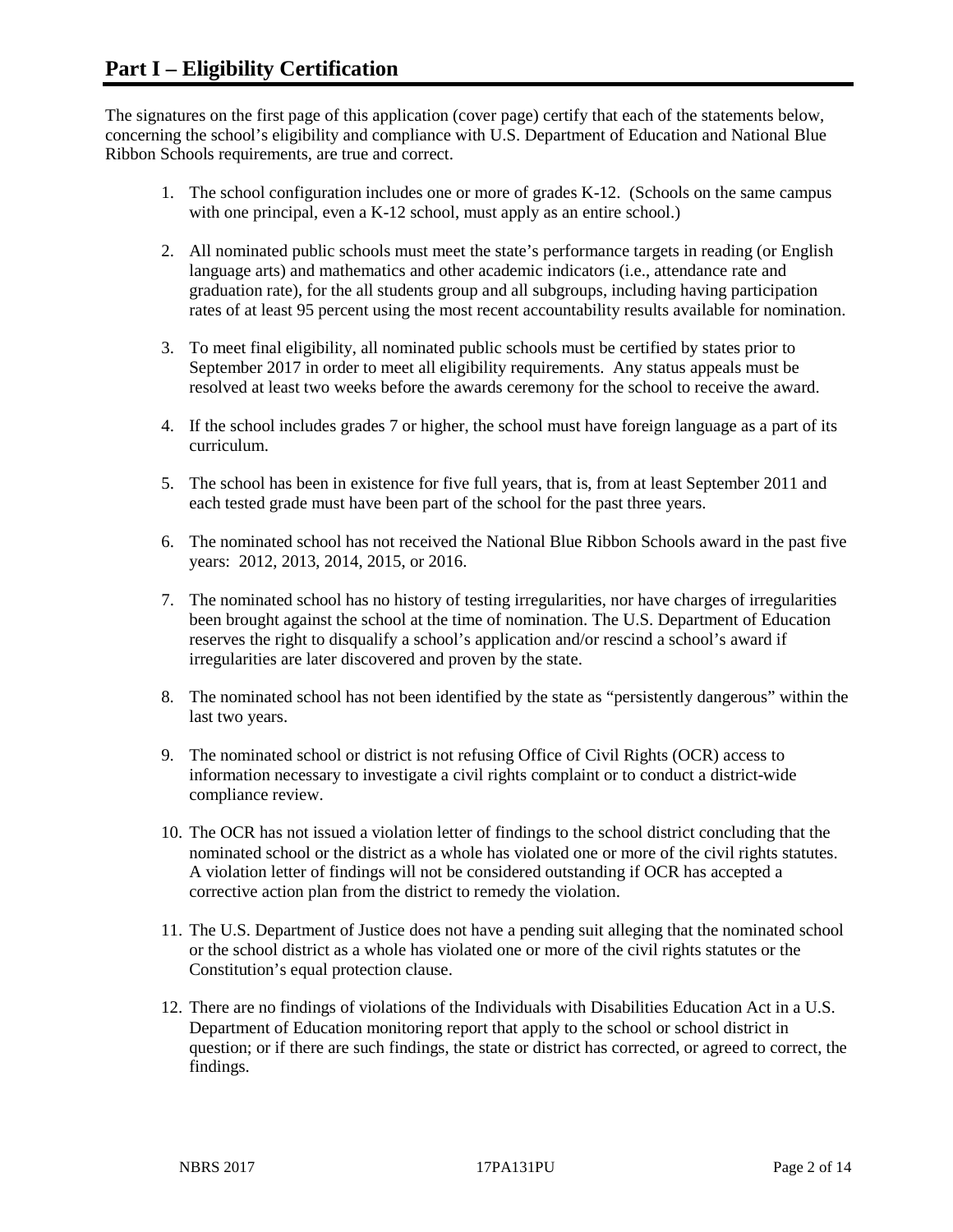# Part I – Eligibility Certification

The signatures on the first page of this application (cover page) certify that each of the statements below, concerning the school's eligibility and compliance with U.S. Department of Education and National Blue Ribbon Schools requirements, are true and correct.

1. The school configuration includes one or more of grades K-12. (Schools on the same campus with one principal, even a K-12 school, must apply as an entire school.)

2. All nominated public schools must meet the state's performance targets in reading (or English language arts) and mathematics and other academic indicators (i.e., attendance rate and graduation rate), for the all students group and all subgroups, including having participation rates of at least 95 percent using the most recent accountability results available for nomination.

3. To meet final eligibility, all nominated public schools must be certified by states prior to September 2017 in order to meet all eligibility requirements. Any status appeals must be resolved at least two weeks before the awards ceremony for the school to receive the award.

4. If the school includes grades 7 or higher, the school must have foreign language as a part of its curriculum.

5. The school has been in existence for five full years, that is, from at least September 2011 and each tested grade must have been part of the school for the past three years.

6. The nominated school has not received the National Blue Ribbon Schools award in the past five years: 2012, 2013, 2014, 2015, or 2016.

7. The nominated school has no history of testing irregularities, nor have charges of irregularities been brought against the school at the time of nomination. The U.S. Department of Education reserves the right to disqualify a school's application and/or rescind a school's award if irregularities are later discovered and proven by the state.

8. The nominated school has not been identified by the state as "persistently dangerous" within the last two years.

9. The nominated school or district is not refusing Office of Civil Rights (OCR) access to information necessary to investigate a civil rights complaint or to conduct a district-wide compliance review.

10. The OCR has not issued a violation letter of findings to the school district concluding that the nominated school or the district as a whole has violated one or more of the civil rights statutes. A violation letter of findings will not be considered outstanding if OCR has accepted a corrective action plan from the district to remedy the violation.

11. The U.S. Department of Justice does not have a pending suit alleging that the nominated school or the school district as a whole has violated one or more of the civil rights statutes or the Constitution's equal protection clause.

12. There are no findings of violations of the Individuals with Disabilities Education Act in a U.S. Department of Education monitoring report that apply to the school or school district in question; or if there are such findings, the state or district has corrected, or agreed to correct, the findings.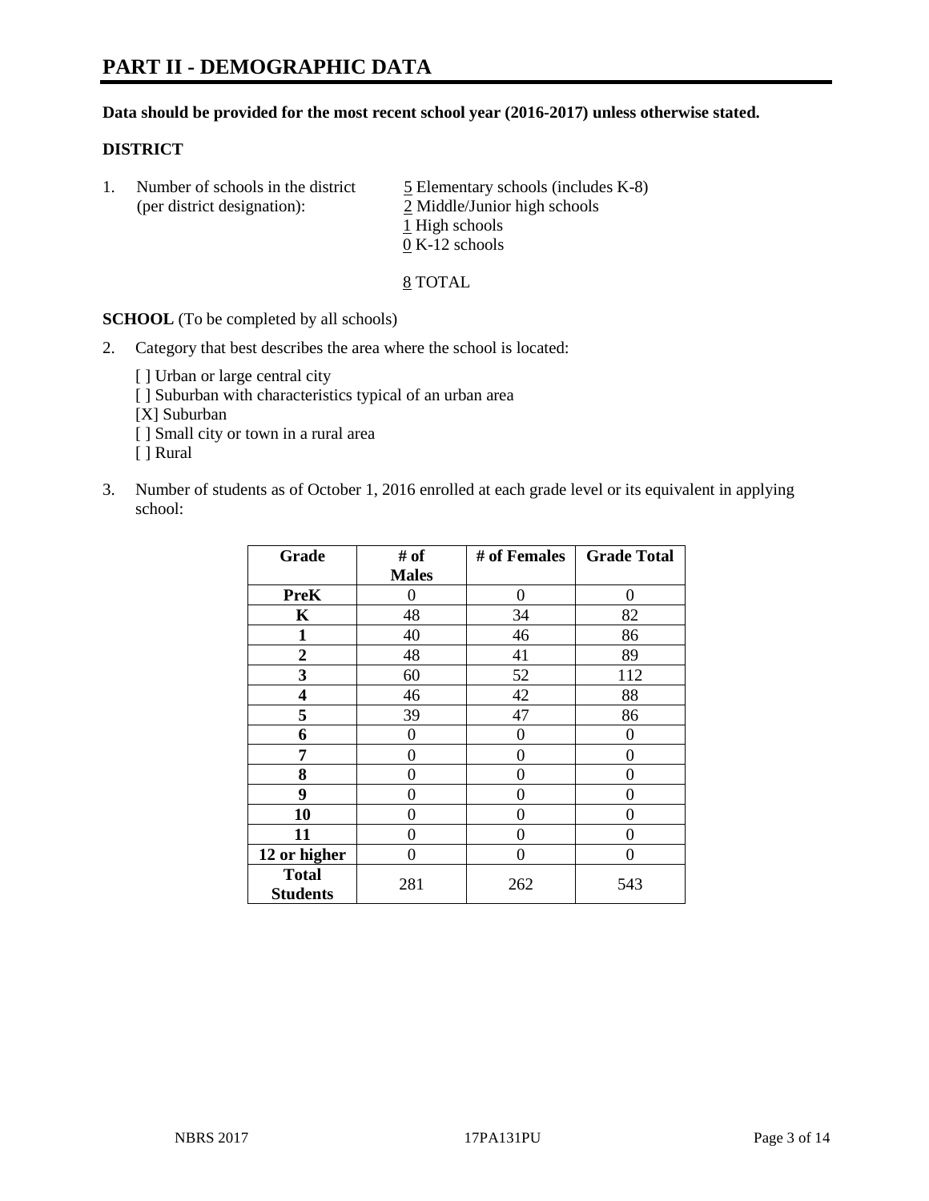# PART II - DEMOGRAPHIC DATA

**Data should be provided for the most recent school year (2016-2017) unless otherwise stated.**

**DISTRICT**

1. Number of schools in the district (per district designation):
   - 5 Elementary schools (includes K-8)
   - 2 Middle/Junior high schools
   - 1 High schools
   - 0 K-12 schools

   8 TOTAL

**SCHOOL** (To be completed by all schools)

2. Category that best describes the area where the school is located:

   [ ] Urban or large central city
   [ ] Suburban with characteristics typical of an urban area
   [X] Suburban
   [ ] Small city or town in a rural area
   [ ] Rural

3. Number of students as of October 1, 2016 enrolled at each grade level or its equivalent in applying school:

| Grade | # of Males | # of Females | Grade Total |
|---|---|---|---|
| **PreK** | 0 | 0 | 0 |
| **K** | 48 | 34 | 82 |
| **1** | 40 | 46 | 86 |
| **2** | 48 | 41 | 89 |
| **3** | 60 | 52 | 112 |
| **4** | 46 | 42 | 88 |
| **5** | 39 | 47 | 86 |
| **6** | 0 | 0 | 0 |
| **7** | 0 | 0 | 0 |
| **8** | 0 | 0 | 0 |
| **9** | 0 | 0 | 0 |
| **10** | 0 | 0 | 0 |
| **11** | 0 | 0 | 0 |
| **12 or higher** | 0 | 0 | 0 |
| **Total Students** | 281 | 262 | 543 |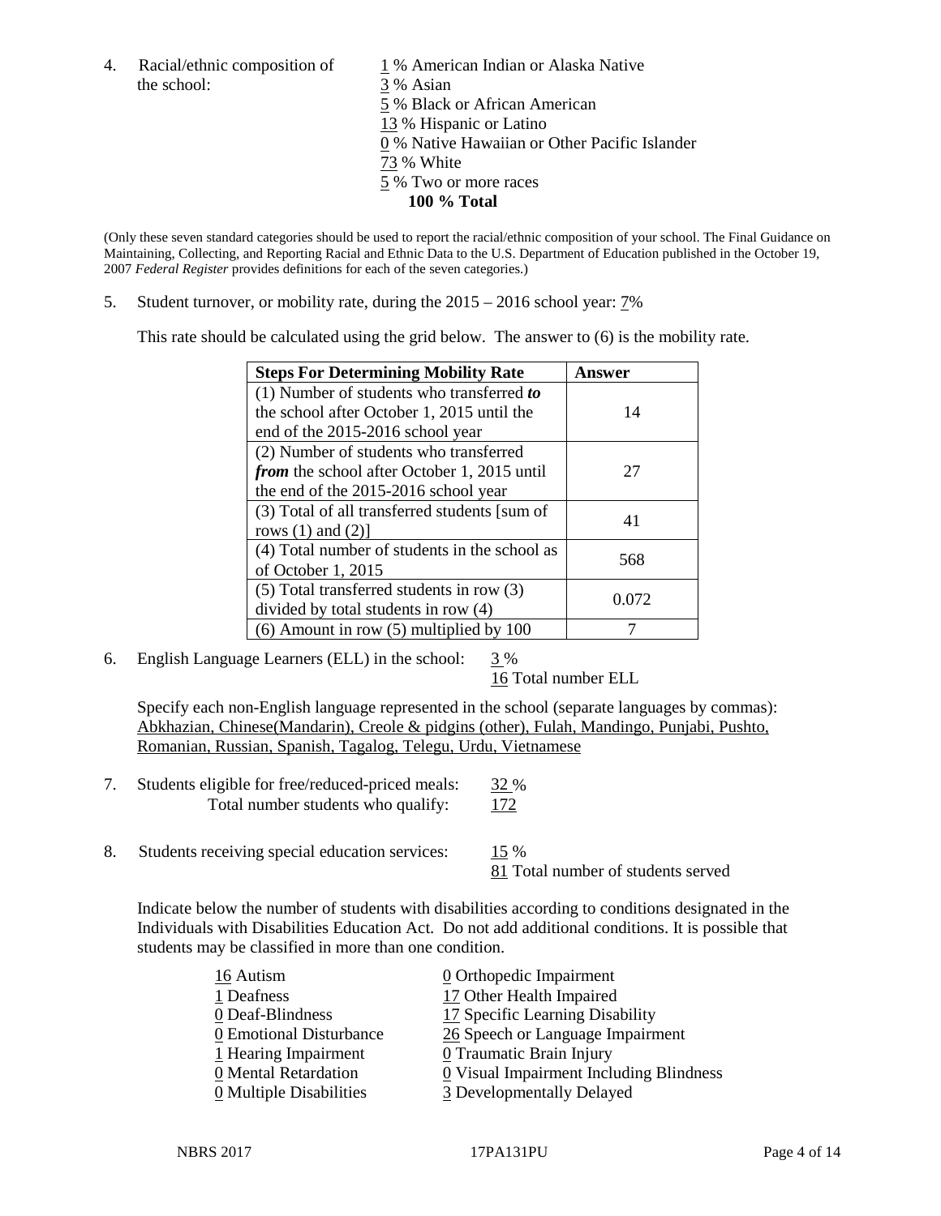4. Racial/ethnic composition of the school:

1 % American Indian or Alaska Native
3 % Asian
5 % Black or African American
13 % Hispanic or Latino
0 % Native Hawaiian or Other Pacific Islander
73 % White
5 % Two or more races
**100 % Total**

(Only these seven standard categories should be used to report the racial/ethnic composition of your school. The Final Guidance on Maintaining, Collecting, and Reporting Racial and Ethnic Data to the U.S. Department of Education published in the October 19, 2007 *Federal Register* provides definitions for each of the seven categories.)

5. Student turnover, or mobility rate, during the 2015 – 2016 school year: 7%

This rate should be calculated using the grid below. The answer to (6) is the mobility rate.

| **Steps For Determining Mobility Rate** | **Answer** |
|---|---|
| (1) Number of students who transferred ***to*** the school after October 1, 2015 until the end of the 2015-2016 school year | 14 |
| (2) Number of students who transferred ***from*** the school after October 1, 2015 until the end of the 2015-2016 school year | 27 |
| (3) Total of all transferred students [sum of rows (1) and (2)] | 41 |
| (4) Total number of students in the school as of October 1, 2015 | 568 |
| (5) Total transferred students in row (3) divided by total students in row (4) | 0.072 |
| (6) Amount in row (5) multiplied by 100 | 7 |

6. English Language Learners (ELL) in the school: 3 %
16 Total number ELL

Specify each non-English language represented in the school (separate languages by commas): Abkhazian, Chinese(Mandarin), Creole & pidgins (other), Fulah, Mandingo, Punjabi, Pushto, Romanian, Russian, Spanish, Tagalog, Telegu, Urdu, Vietnamese

7. Students eligible for free/reduced-priced meals: 32 %
Total number students who qualify: 172

8. Students receiving special education services: 15 %
81 Total number of students served

Indicate below the number of students with disabilities according to conditions designated in the Individuals with Disabilities Education Act. Do not add additional conditions. It is possible that students may be classified in more than one condition.

16 Autism
1 Deafness
0 Deaf-Blindness
0 Emotional Disturbance
1 Hearing Impairment
0 Mental Retardation
0 Multiple Disabilities
0 Orthopedic Impairment
17 Other Health Impaired
17 Specific Learning Disability
26 Speech or Language Impairment
0 Traumatic Brain Injury
0 Visual Impairment Including Blindness
3 Developmentally Delayed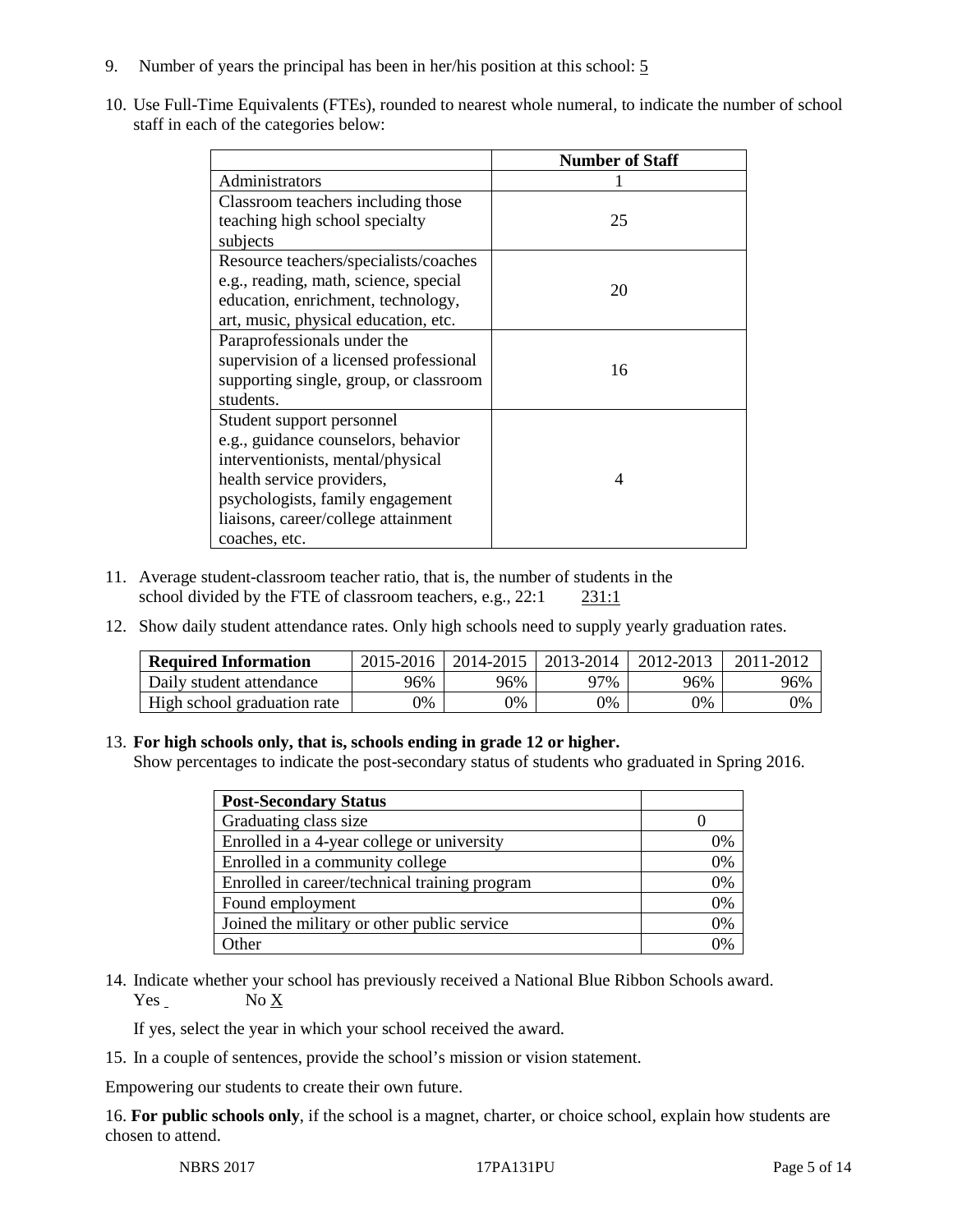9. Number of years the principal has been in her/his position at this school: 5

10. Use Full-Time Equivalents (FTEs), rounded to nearest whole numeral, to indicate the number of school staff in each of the categories below:

| | Number of Staff |
|---|---|
| Administrators | 1 |
| Classroom teachers including those teaching high school specialty subjects | 25 |
| Resource teachers/specialists/coaches e.g., reading, math, science, special education, enrichment, technology, art, music, physical education, etc. | 20 |
| Paraprofessionals under the supervision of a licensed professional supporting single, group, or classroom students. | 16 |
| Student support personnel e.g., guidance counselors, behavior interventionists, mental/physical health service providers, psychologists, family engagement liaisons, career/college attainment coaches, etc. | 4 |

11. Average student-classroom teacher ratio, that is, the number of students in the school divided by the FTE of classroom teachers, e.g., 22:1 231:1

12. Show daily student attendance rates. Only high schools need to supply yearly graduation rates.

| Required Information | 2015-2016 | 2014-2015 | 2013-2014 | 2012-2013 | 2011-2012 |
|---|---|---|---|---|---|
| Daily student attendance | 96% | 96% | 97% | 96% | 96% |
| High school graduation rate | 0% | 0% | 0% | 0% | 0% |

13. **For high schools only, that is, schools ending in grade 12 or higher.**
Show percentages to indicate the post-secondary status of students who graduated in Spring 2016.

| Post-Secondary Status | |
|---|---|
| Graduating class size | 0 |
| Enrolled in a 4-year college or university | 0% |
| Enrolled in a community college | 0% |
| Enrolled in career/technical training program | 0% |
| Found employment | 0% |
| Joined the military or other public service | 0% |
| Other | 0% |

14. Indicate whether your school has previously received a National Blue Ribbon Schools award.
Yes No X

If yes, select the year in which your school received the award.

15. In a couple of sentences, provide the school's mission or vision statement.

Empowering our students to create their own future.

16. **For public schools only**, if the school is a magnet, charter, or choice school, explain how students are chosen to attend.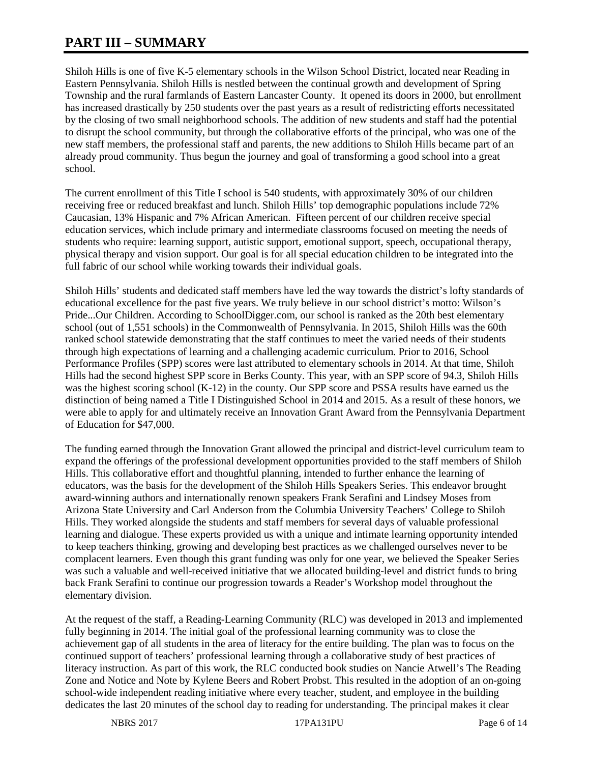# PART III – SUMMARY

Shiloh Hills is one of five K-5 elementary schools in the Wilson School District, located near Reading in Eastern Pennsylvania. Shiloh Hills is nestled between the continual growth and development of Spring Township and the rural farmlands of Eastern Lancaster County. It opened its doors in 2000, but enrollment has increased drastically by 250 students over the past years as a result of redistricting efforts necessitated by the closing of two small neighborhood schools. The addition of new students and staff had the potential to disrupt the school community, but through the collaborative efforts of the principal, who was one of the new staff members, the professional staff and parents, the new additions to Shiloh Hills became part of an already proud community. Thus begun the journey and goal of transforming a good school into a great school.

The current enrollment of this Title I school is 540 students, with approximately 30% of our children receiving free or reduced breakfast and lunch. Shiloh Hills' top demographic populations include 72% Caucasian, 13% Hispanic and 7% African American. Fifteen percent of our children receive special education services, which include primary and intermediate classrooms focused on meeting the needs of students who require: learning support, autistic support, emotional support, speech, occupational therapy, physical therapy and vision support. Our goal is for all special education children to be integrated into the full fabric of our school while working towards their individual goals.

Shiloh Hills' students and dedicated staff members have led the way towards the district's lofty standards of educational excellence for the past five years. We truly believe in our school district's motto: Wilson's Pride...Our Children. According to SchoolDigger.com, our school is ranked as the 20th best elementary school (out of 1,551 schools) in the Commonwealth of Pennsylvania. In 2015, Shiloh Hills was the 60th ranked school statewide demonstrating that the staff continues to meet the varied needs of their students through high expectations of learning and a challenging academic curriculum. Prior to 2016, School Performance Profiles (SPP) scores were last attributed to elementary schools in 2014. At that time, Shiloh Hills had the second highest SPP score in Berks County. This year, with an SPP score of 94.3, Shiloh Hills was the highest scoring school (K-12) in the county. Our SPP score and PSSA results have earned us the distinction of being named a Title I Distinguished School in 2014 and 2015. As a result of these honors, we were able to apply for and ultimately receive an Innovation Grant Award from the Pennsylvania Department of Education for $47,000.

The funding earned through the Innovation Grant allowed the principal and district-level curriculum team to expand the offerings of the professional development opportunities provided to the staff members of Shiloh Hills. This collaborative effort and thoughtful planning, intended to further enhance the learning of educators, was the basis for the development of the Shiloh Hills Speakers Series. This endeavor brought award-winning authors and internationally renown speakers Frank Serafini and Lindsey Moses from Arizona State University and Carl Anderson from the Columbia University Teachers' College to Shiloh Hills. They worked alongside the students and staff members for several days of valuable professional learning and dialogue. These experts provided us with a unique and intimate learning opportunity intended to keep teachers thinking, growing and developing best practices as we challenged ourselves never to be complacent learners. Even though this grant funding was only for one year, we believed the Speaker Series was such a valuable and well-received initiative that we allocated building-level and district funds to bring back Frank Serafini to continue our progression towards a Reader's Workshop model throughout the elementary division.

At the request of the staff, a Reading-Learning Community (RLC) was developed in 2013 and implemented fully beginning in 2014. The initial goal of the professional learning community was to close the achievement gap of all students in the area of literacy for the entire building. The plan was to focus on the continued support of teachers' professional learning through a collaborative study of best practices of literacy instruction. As part of this work, the RLC conducted book studies on Nancie Atwell's The Reading Zone and Notice and Note by Kylene Beers and Robert Probst. This resulted in the adoption of an on-going school-wide independent reading initiative where every teacher, student, and employee in the building dedicates the last 20 minutes of the school day to reading for understanding. The principal makes it clear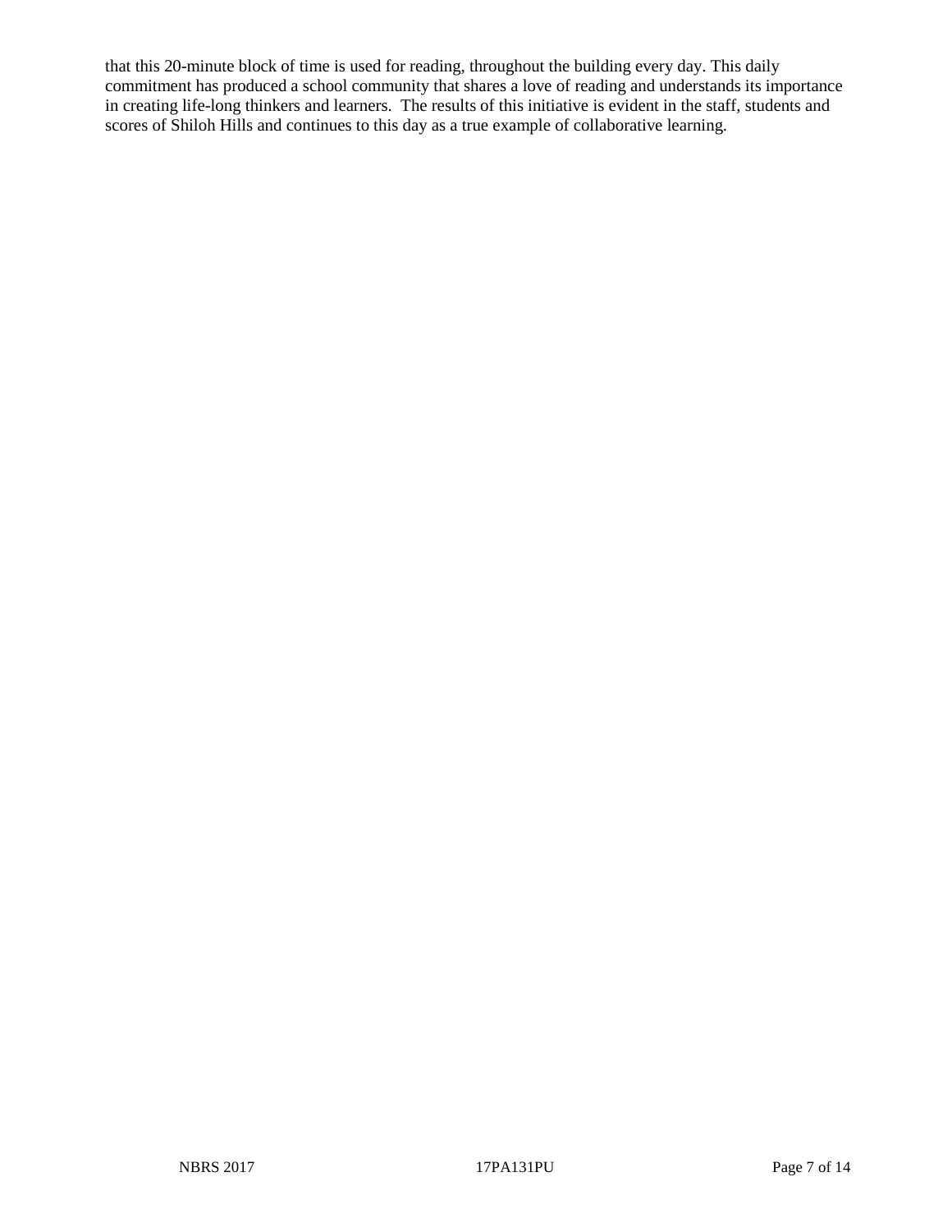that this 20-minute block of time is used for reading, throughout the building every day. This daily commitment has produced a school community that shares a love of reading and understands its importance in creating life-long thinkers and learners. The results of this initiative is evident in the staff, students and scores of Shiloh Hills and continues to this day as a true example of collaborative learning.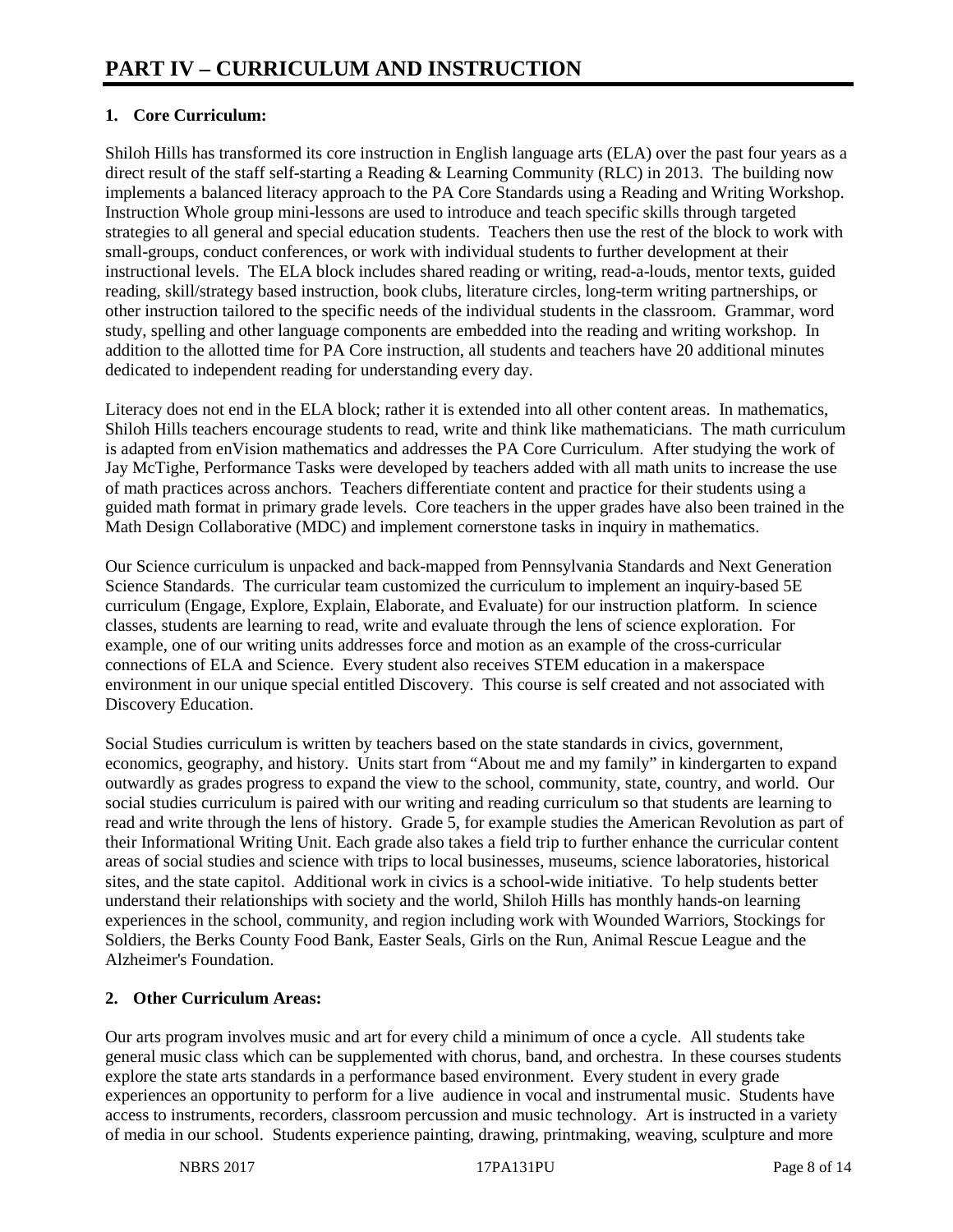# PART IV – CURRICULUM AND INSTRUCTION

## 1. Core Curriculum:

Shiloh Hills has transformed its core instruction in English language arts (ELA) over the past four years as a direct result of the staff self-starting a Reading & Learning Community (RLC) in 2013. The building now implements a balanced literacy approach to the PA Core Standards using a Reading and Writing Workshop. Instruction Whole group mini-lessons are used to introduce and teach specific skills through targeted strategies to all general and special education students. Teachers then use the rest of the block to work with small-groups, conduct conferences, or work with individual students to further development at their instructional levels. The ELA block includes shared reading or writing, read-a-louds, mentor texts, guided reading, skill/strategy based instruction, book clubs, literature circles, long-term writing partnerships, or other instruction tailored to the specific needs of the individual students in the classroom. Grammar, word study, spelling and other language components are embedded into the reading and writing workshop. In addition to the allotted time for PA Core instruction, all students and teachers have 20 additional minutes dedicated to independent reading for understanding every day.

Literacy does not end in the ELA block; rather it is extended into all other content areas. In mathematics, Shiloh Hills teachers encourage students to read, write and think like mathematicians. The math curriculum is adapted from enVision mathematics and addresses the PA Core Curriculum. After studying the work of Jay McTighe, Performance Tasks were developed by teachers added with all math units to increase the use of math practices across anchors. Teachers differentiate content and practice for their students using a guided math format in primary grade levels. Core teachers in the upper grades have also been trained in the Math Design Collaborative (MDC) and implement cornerstone tasks in inquiry in mathematics.

Our Science curriculum is unpacked and back-mapped from Pennsylvania Standards and Next Generation Science Standards. The curricular team customized the curriculum to implement an inquiry-based 5E curriculum (Engage, Explore, Explain, Elaborate, and Evaluate) for our instruction platform. In science classes, students are learning to read, write and evaluate through the lens of science exploration. For example, one of our writing units addresses force and motion as an example of the cross-curricular connections of ELA and Science. Every student also receives STEM education in a makerspace environment in our unique special entitled Discovery. This course is self created and not associated with Discovery Education.

Social Studies curriculum is written by teachers based on the state standards in civics, government, economics, geography, and history. Units start from "About me and my family" in kindergarten to expand outwardly as grades progress to expand the view to the school, community, state, country, and world. Our social studies curriculum is paired with our writing and reading curriculum so that students are learning to read and write through the lens of history. Grade 5, for example studies the American Revolution as part of their Informational Writing Unit. Each grade also takes a field trip to further enhance the curricular content areas of social studies and science with trips to local businesses, museums, science laboratories, historical sites, and the state capitol. Additional work in civics is a school-wide initiative. To help students better understand their relationships with society and the world, Shiloh Hills has monthly hands-on learning experiences in the school, community, and region including work with Wounded Warriors, Stockings for Soldiers, the Berks County Food Bank, Easter Seals, Girls on the Run, Animal Rescue League and the Alzheimer's Foundation.

## 2. Other Curriculum Areas:

Our arts program involves music and art for every child a minimum of once a cycle. All students take general music class which can be supplemented with chorus, band, and orchestra. In these courses students explore the state arts standards in a performance based environment. Every student in every grade experiences an opportunity to perform for a live audience in vocal and instrumental music. Students have access to instruments, recorders, classroom percussion and music technology. Art is instructed in a variety of media in our school. Students experience painting, drawing, printmaking, weaving, sculpture and more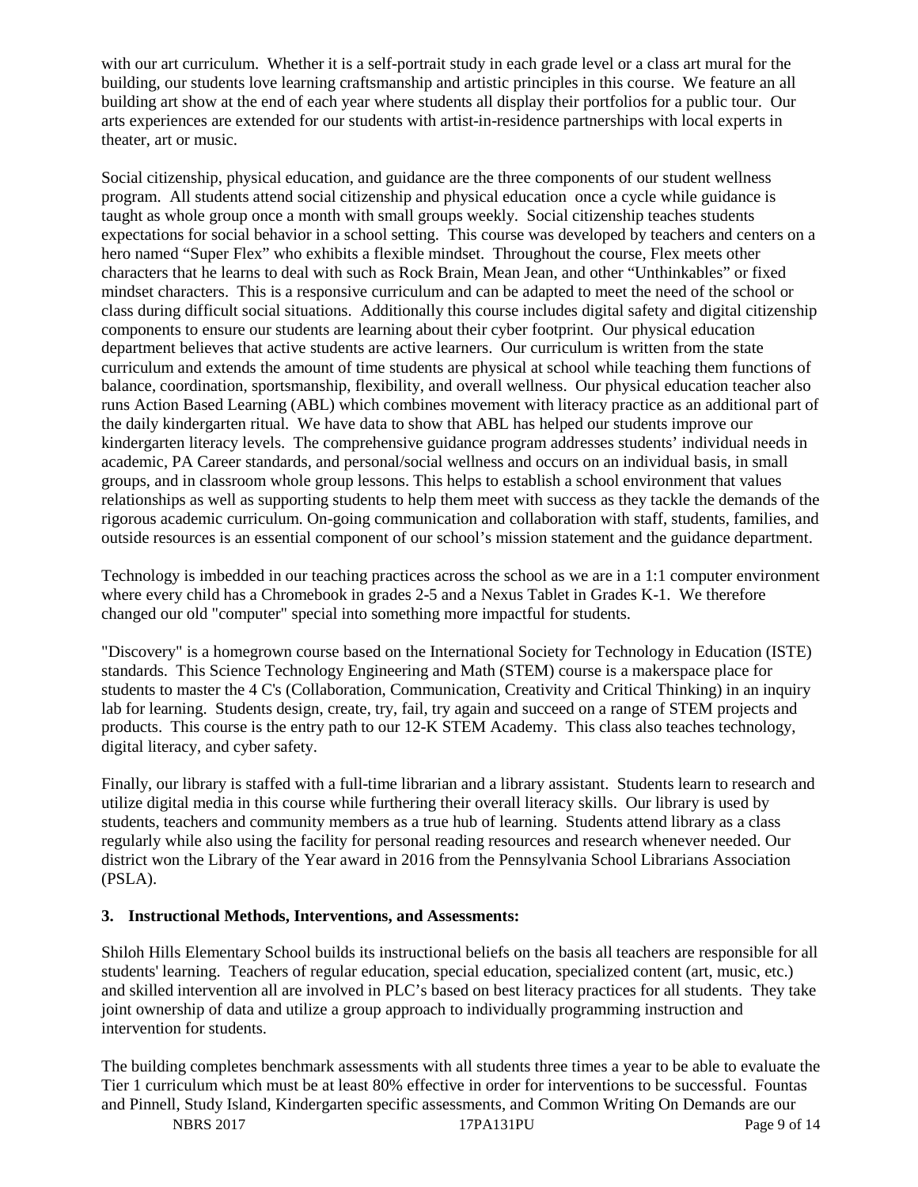with our art curriculum. Whether it is a self-portrait study in each grade level or a class art mural for the building, our students love learning craftsmanship and artistic principles in this course. We feature an all building art show at the end of each year where students all display their portfolios for a public tour. Our arts experiences are extended for our students with artist-in-residence partnerships with local experts in theater, art or music.

Social citizenship, physical education, and guidance are the three components of our student wellness program. All students attend social citizenship and physical education once a cycle while guidance is taught as whole group once a month with small groups weekly. Social citizenship teaches students expectations for social behavior in a school setting. This course was developed by teachers and centers on a hero named "Super Flex" who exhibits a flexible mindset. Throughout the course, Flex meets other characters that he learns to deal with such as Rock Brain, Mean Jean, and other "Unthinkables" or fixed mindset characters. This is a responsive curriculum and can be adapted to meet the need of the school or class during difficult social situations. Additionally this course includes digital safety and digital citizenship components to ensure our students are learning about their cyber footprint. Our physical education department believes that active students are active learners. Our curriculum is written from the state curriculum and extends the amount of time students are physical at school while teaching them functions of balance, coordination, sportsmanship, flexibility, and overall wellness. Our physical education teacher also runs Action Based Learning (ABL) which combines movement with literacy practice as an additional part of the daily kindergarten ritual. We have data to show that ABL has helped our students improve our kindergarten literacy levels. The comprehensive guidance program addresses students' individual needs in academic, PA Career standards, and personal/social wellness and occurs on an individual basis, in small groups, and in classroom whole group lessons. This helps to establish a school environment that values relationships as well as supporting students to help them meet with success as they tackle the demands of the rigorous academic curriculum. On-going communication and collaboration with staff, students, families, and outside resources is an essential component of our school's mission statement and the guidance department.

Technology is imbedded in our teaching practices across the school as we are in a 1:1 computer environment where every child has a Chromebook in grades 2-5 and a Nexus Tablet in Grades K-1. We therefore changed our old "computer" special into something more impactful for students.

"Discovery" is a homegrown course based on the International Society for Technology in Education (ISTE) standards. This Science Technology Engineering and Math (STEM) course is a makerspace place for students to master the 4 C's (Collaboration, Communication, Creativity and Critical Thinking) in an inquiry lab for learning. Students design, create, try, fail, try again and succeed on a range of STEM projects and products. This course is the entry path to our 12-K STEM Academy. This class also teaches technology, digital literacy, and cyber safety.

Finally, our library is staffed with a full-time librarian and a library assistant. Students learn to research and utilize digital media in this course while furthering their overall literacy skills. Our library is used by students, teachers and community members as a true hub of learning. Students attend library as a class regularly while also using the facility for personal reading resources and research whenever needed. Our district won the Library of the Year award in 2016 from the Pennsylvania School Librarians Association (PSLA).

**3. Instructional Methods, Interventions, and Assessments:**

Shiloh Hills Elementary School builds its instructional beliefs on the basis all teachers are responsible for all students' learning. Teachers of regular education, special education, specialized content (art, music, etc.) and skilled intervention all are involved in PLC's based on best literacy practices for all students. They take joint ownership of data and utilize a group approach to individually programming instruction and intervention for students.

The building completes benchmark assessments with all students three times a year to be able to evaluate the Tier 1 curriculum which must be at least 80% effective in order for interventions to be successful. Fountas and Pinnell, Study Island, Kindergarten specific assessments, and Common Writing On Demands are our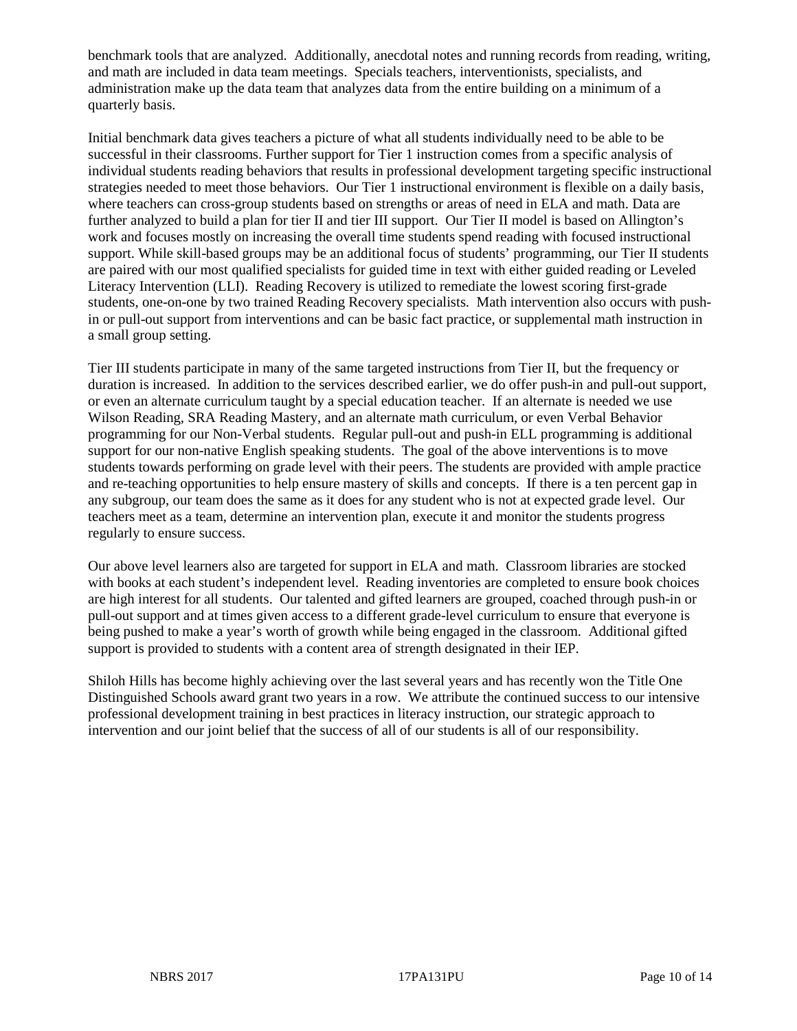benchmark tools that are analyzed. Additionally, anecdotal notes and running records from reading, writing, and math are included in data team meetings. Specials teachers, interventionists, specialists, and administration make up the data team that analyzes data from the entire building on a minimum of a quarterly basis.

Initial benchmark data gives teachers a picture of what all students individually need to be able to be successful in their classrooms. Further support for Tier 1 instruction comes from a specific analysis of individual students reading behaviors that results in professional development targeting specific instructional strategies needed to meet those behaviors. Our Tier 1 instructional environment is flexible on a daily basis, where teachers can cross-group students based on strengths or areas of need in ELA and math. Data are further analyzed to build a plan for tier II and tier III support. Our Tier II model is based on Allington's work and focuses mostly on increasing the overall time students spend reading with focused instructional support. While skill-based groups may be an additional focus of students' programming, our Tier II students are paired with our most qualified specialists for guided time in text with either guided reading or Leveled Literacy Intervention (LLI). Reading Recovery is utilized to remediate the lowest scoring first-grade students, one-on-one by two trained Reading Recovery specialists. Math intervention also occurs with push-in or pull-out support from interventions and can be basic fact practice, or supplemental math instruction in a small group setting.

Tier III students participate in many of the same targeted instructions from Tier II, but the frequency or duration is increased. In addition to the services described earlier, we do offer push-in and pull-out support, or even an alternate curriculum taught by a special education teacher. If an alternate is needed we use Wilson Reading, SRA Reading Mastery, and an alternate math curriculum, or even Verbal Behavior programming for our Non-Verbal students. Regular pull-out and push-in ELL programming is additional support for our non-native English speaking students. The goal of the above interventions is to move students towards performing on grade level with their peers. The students are provided with ample practice and re-teaching opportunities to help ensure mastery of skills and concepts. If there is a ten percent gap in any subgroup, our team does the same as it does for any student who is not at expected grade level. Our teachers meet as a team, determine an intervention plan, execute it and monitor the students progress regularly to ensure success.

Our above level learners also are targeted for support in ELA and math. Classroom libraries are stocked with books at each student's independent level. Reading inventories are completed to ensure book choices are high interest for all students. Our talented and gifted learners are grouped, coached through push-in or pull-out support and at times given access to a different grade-level curriculum to ensure that everyone is being pushed to make a year's worth of growth while being engaged in the classroom. Additional gifted support is provided to students with a content area of strength designated in their IEP.

Shiloh Hills has become highly achieving over the last several years and has recently won the Title One Distinguished Schools award grant two years in a row. We attribute the continued success to our intensive professional development training in best practices in literacy instruction, our strategic approach to intervention and our joint belief that the success of all of our students is all of our responsibility.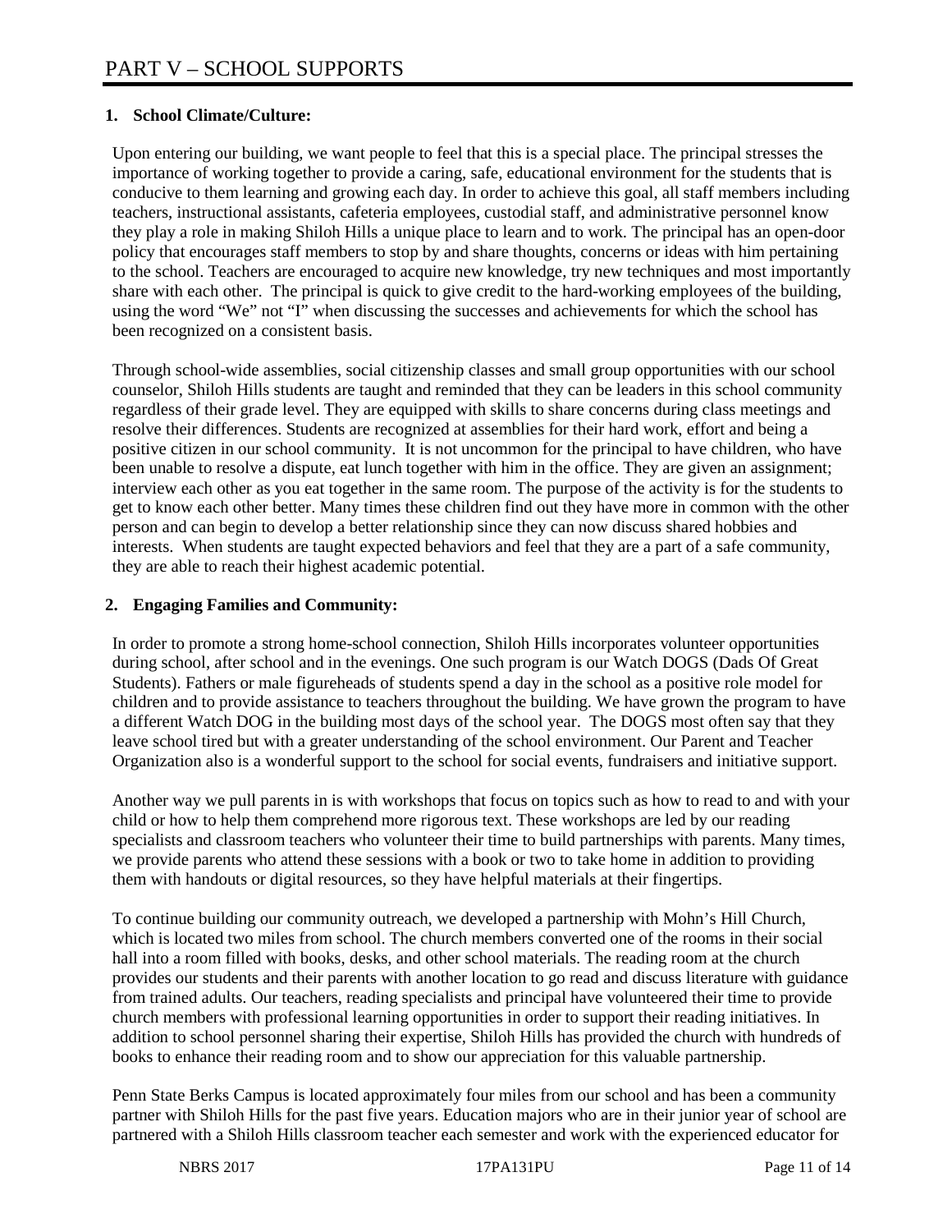# PART V – SCHOOL SUPPORTS

**1. School Climate/Culture:**

Upon entering our building, we want people to feel that this is a special place. The principal stresses the importance of working together to provide a caring, safe, educational environment for the students that is conducive to them learning and growing each day. In order to achieve this goal, all staff members including teachers, instructional assistants, cafeteria employees, custodial staff, and administrative personnel know they play a role in making Shiloh Hills a unique place to learn and to work. The principal has an open-door policy that encourages staff members to stop by and share thoughts, concerns or ideas with him pertaining to the school. Teachers are encouraged to acquire new knowledge, try new techniques and most importantly share with each other. The principal is quick to give credit to the hard-working employees of the building, using the word "We" not "I" when discussing the successes and achievements for which the school has been recognized on a consistent basis.

Through school-wide assemblies, social citizenship classes and small group opportunities with our school counselor, Shiloh Hills students are taught and reminded that they can be leaders in this school community regardless of their grade level. They are equipped with skills to share concerns during class meetings and resolve their differences. Students are recognized at assemblies for their hard work, effort and being a positive citizen in our school community. It is not uncommon for the principal to have children, who have been unable to resolve a dispute, eat lunch together with him in the office. They are given an assignment; interview each other as you eat together in the same room. The purpose of the activity is for the students to get to know each other better. Many times these children find out they have more in common with the other person and can begin to develop a better relationship since they can now discuss shared hobbies and interests. When students are taught expected behaviors and feel that they are a part of a safe community, they are able to reach their highest academic potential.

**2. Engaging Families and Community:**

In order to promote a strong home-school connection, Shiloh Hills incorporates volunteer opportunities during school, after school and in the evenings. One such program is our Watch DOGS (Dads Of Great Students). Fathers or male figureheads of students spend a day in the school as a positive role model for children and to provide assistance to teachers throughout the building. We have grown the program to have a different Watch DOG in the building most days of the school year. The DOGS most often say that they leave school tired but with a greater understanding of the school environment. Our Parent and Teacher Organization also is a wonderful support to the school for social events, fundraisers and initiative support.

Another way we pull parents in is with workshops that focus on topics such as how to read to and with your child or how to help them comprehend more rigorous text. These workshops are led by our reading specialists and classroom teachers who volunteer their time to build partnerships with parents. Many times, we provide parents who attend these sessions with a book or two to take home in addition to providing them with handouts or digital resources, so they have helpful materials at their fingertips.

To continue building our community outreach, we developed a partnership with Mohn's Hill Church, which is located two miles from school. The church members converted one of the rooms in their social hall into a room filled with books, desks, and other school materials. The reading room at the church provides our students and their parents with another location to go read and discuss literature with guidance from trained adults. Our teachers, reading specialists and principal have volunteered their time to provide church members with professional learning opportunities in order to support their reading initiatives. In addition to school personnel sharing their expertise, Shiloh Hills has provided the church with hundreds of books to enhance their reading room and to show our appreciation for this valuable partnership.

Penn State Berks Campus is located approximately four miles from our school and has been a community partner with Shiloh Hills for the past five years. Education majors who are in their junior year of school are partnered with a Shiloh Hills classroom teacher each semester and work with the experienced educator for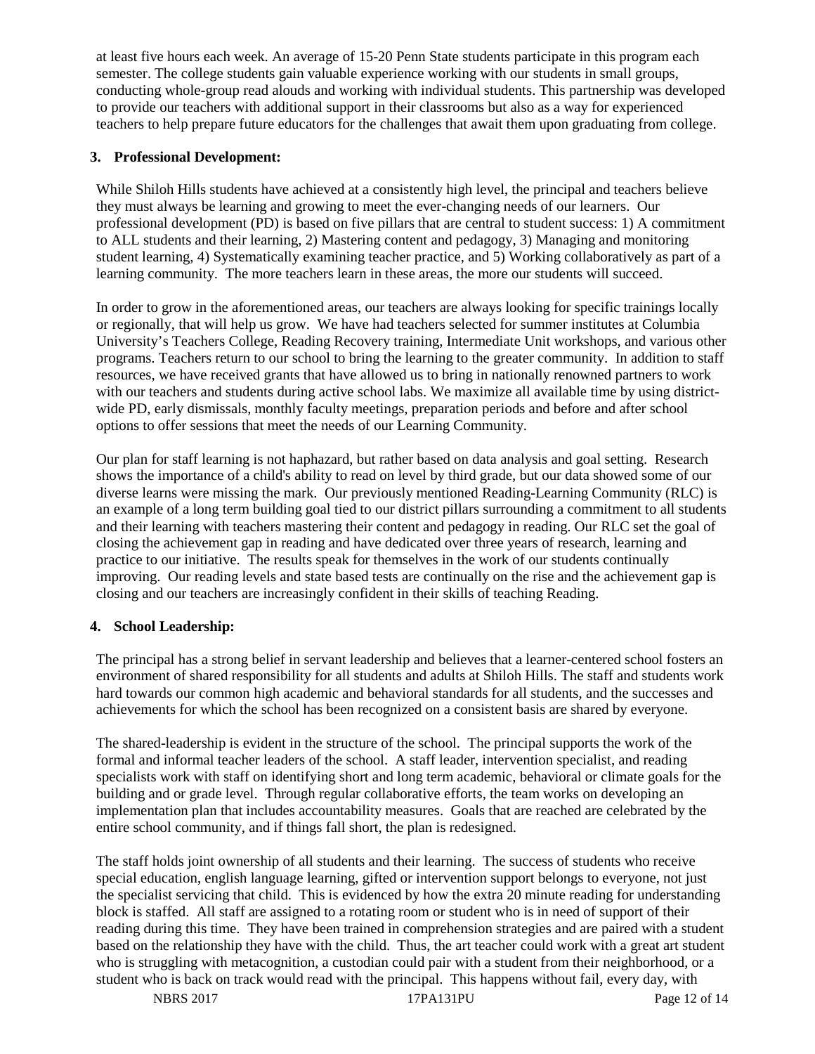at least five hours each week. An average of 15-20 Penn State students participate in this program each semester. The college students gain valuable experience working with our students in small groups, conducting whole-group read alouds and working with individual students. This partnership was developed to provide our teachers with additional support in their classrooms but also as a way for experienced teachers to help prepare future educators for the challenges that await them upon graduating from college.

**3. Professional Development:**

While Shiloh Hills students have achieved at a consistently high level, the principal and teachers believe they must always be learning and growing to meet the ever-changing needs of our learners. Our professional development (PD) is based on five pillars that are central to student success: 1) A commitment to ALL students and their learning, 2) Mastering content and pedagogy, 3) Managing and monitoring student learning, 4) Systematically examining teacher practice, and 5) Working collaboratively as part of a learning community. The more teachers learn in these areas, the more our students will succeed.

In order to grow in the aforementioned areas, our teachers are always looking for specific trainings locally or regionally, that will help us grow. We have had teachers selected for summer institutes at Columbia University's Teachers College, Reading Recovery training, Intermediate Unit workshops, and various other programs. Teachers return to our school to bring the learning to the greater community. In addition to staff resources, we have received grants that have allowed us to bring in nationally renowned partners to work with our teachers and students during active school labs. We maximize all available time by using district-wide PD, early dismissals, monthly faculty meetings, preparation periods and before and after school options to offer sessions that meet the needs of our Learning Community.

Our plan for staff learning is not haphazard, but rather based on data analysis and goal setting. Research shows the importance of a child's ability to read on level by third grade, but our data showed some of our diverse learns were missing the mark. Our previously mentioned Reading-Learning Community (RLC) is an example of a long term building goal tied to our district pillars surrounding a commitment to all students and their learning with teachers mastering their content and pedagogy in reading. Our RLC set the goal of closing the achievement gap in reading and have dedicated over three years of research, learning and practice to our initiative. The results speak for themselves in the work of our students continually improving. Our reading levels and state based tests are continually on the rise and the achievement gap is closing and our teachers are increasingly confident in their skills of teaching Reading.

**4. School Leadership:**

The principal has a strong belief in servant leadership and believes that a learner-centered school fosters an environment of shared responsibility for all students and adults at Shiloh Hills. The staff and students work hard towards our common high academic and behavioral standards for all students, and the successes and achievements for which the school has been recognized on a consistent basis are shared by everyone.

The shared-leadership is evident in the structure of the school. The principal supports the work of the formal and informal teacher leaders of the school. A staff leader, intervention specialist, and reading specialists work with staff on identifying short and long term academic, behavioral or climate goals for the building and or grade level. Through regular collaborative efforts, the team works on developing an implementation plan that includes accountability measures. Goals that are reached are celebrated by the entire school community, and if things fall short, the plan is redesigned.

The staff holds joint ownership of all students and their learning. The success of students who receive special education, english language learning, gifted or intervention support belongs to everyone, not just the specialist servicing that child. This is evidenced by how the extra 20 minute reading for understanding block is staffed. All staff are assigned to a rotating room or student who is in need of support of their reading during this time. They have been trained in comprehension strategies and are paired with a student based on the relationship they have with the child. Thus, the art teacher could work with a great art student who is struggling with metacognition, a custodian could pair with a student from their neighborhood, or a student who is back on track would read with the principal. This happens without fail, every day, with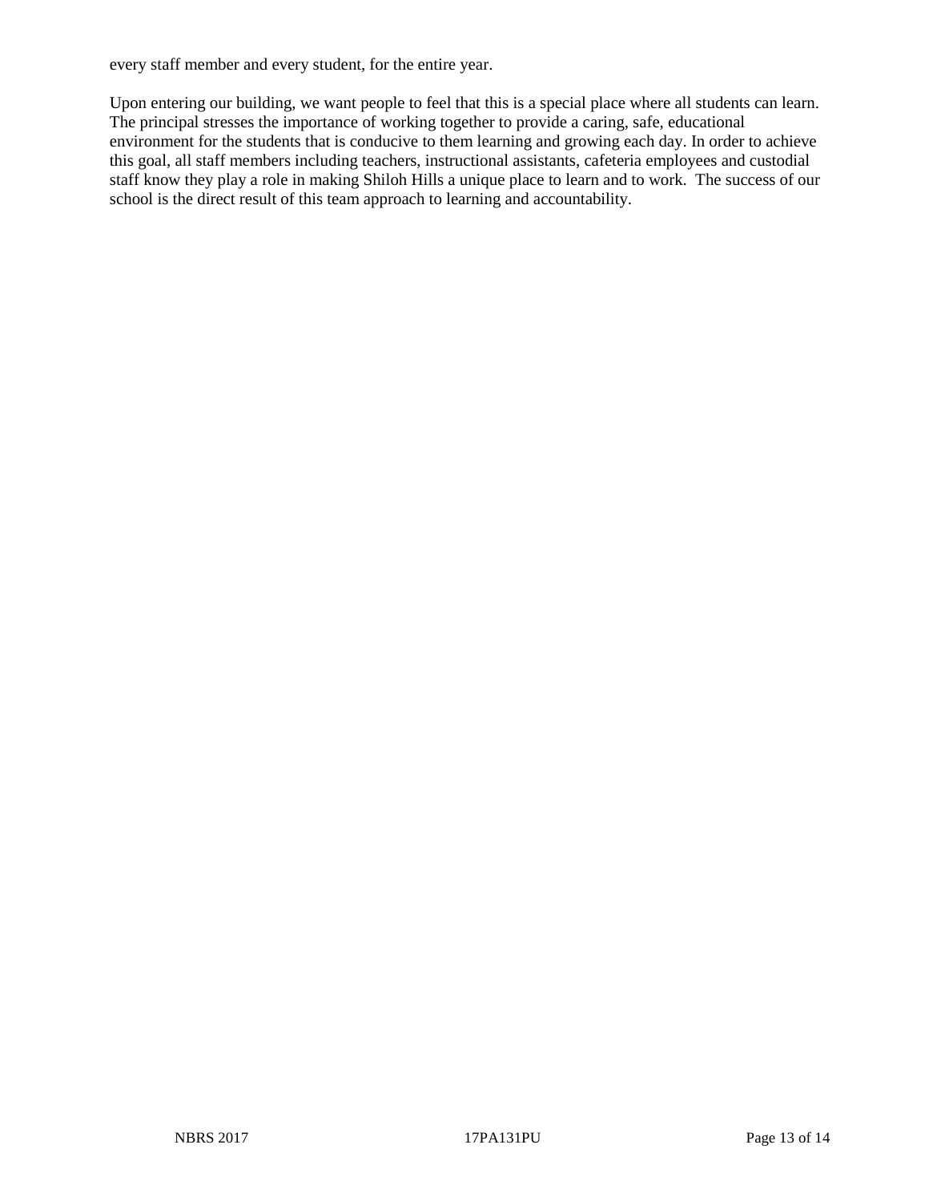every staff member and every student, for the entire year.

Upon entering our building, we want people to feel that this is a special place where all students can learn. The principal stresses the importance of working together to provide a caring, safe, educational environment for the students that is conducive to them learning and growing each day. In order to achieve this goal, all staff members including teachers, instructional assistants, cafeteria employees and custodial staff know they play a role in making Shiloh Hills a unique place to learn and to work. The success of our school is the direct result of this team approach to learning and accountability.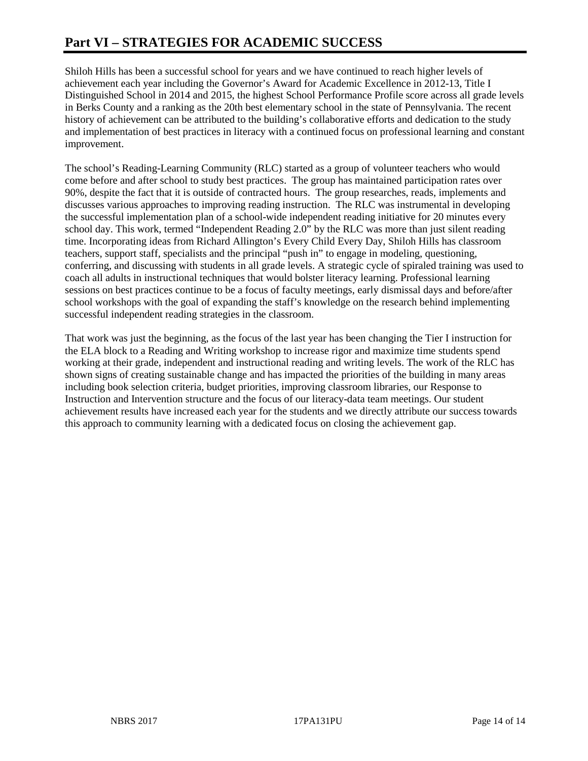# Part VI – STRATEGIES FOR ACADEMIC SUCCESS

Shiloh Hills has been a successful school for years and we have continued to reach higher levels of achievement each year including the Governor's Award for Academic Excellence in 2012-13, Title I Distinguished School in 2014 and 2015, the highest School Performance Profile score across all grade levels in Berks County and a ranking as the 20th best elementary school in the state of Pennsylvania. The recent history of achievement can be attributed to the building's collaborative efforts and dedication to the study and implementation of best practices in literacy with a continued focus on professional learning and constant improvement.

The school's Reading-Learning Community (RLC) started as a group of volunteer teachers who would come before and after school to study best practices. The group has maintained participation rates over 90%, despite the fact that it is outside of contracted hours. The group researches, reads, implements and discusses various approaches to improving reading instruction. The RLC was instrumental in developing the successful implementation plan of a school-wide independent reading initiative for 20 minutes every school day. This work, termed "Independent Reading 2.0" by the RLC was more than just silent reading time. Incorporating ideas from Richard Allington's Every Child Every Day, Shiloh Hills has classroom teachers, support staff, specialists and the principal "push in" to engage in modeling, questioning, conferring, and discussing with students in all grade levels. A strategic cycle of spiraled training was used to coach all adults in instructional techniques that would bolster literacy learning. Professional learning sessions on best practices continue to be a focus of faculty meetings, early dismissal days and before/after school workshops with the goal of expanding the staff's knowledge on the research behind implementing successful independent reading strategies in the classroom.

That work was just the beginning, as the focus of the last year has been changing the Tier I instruction for the ELA block to a Reading and Writing workshop to increase rigor and maximize time students spend working at their grade, independent and instructional reading and writing levels. The work of the RLC has shown signs of creating sustainable change and has impacted the priorities of the building in many areas including book selection criteria, budget priorities, improving classroom libraries, our Response to Instruction and Intervention structure and the focus of our literacy-data team meetings. Our student achievement results have increased each year for the students and we directly attribute our success towards this approach to community learning with a dedicated focus on closing the achievement gap.